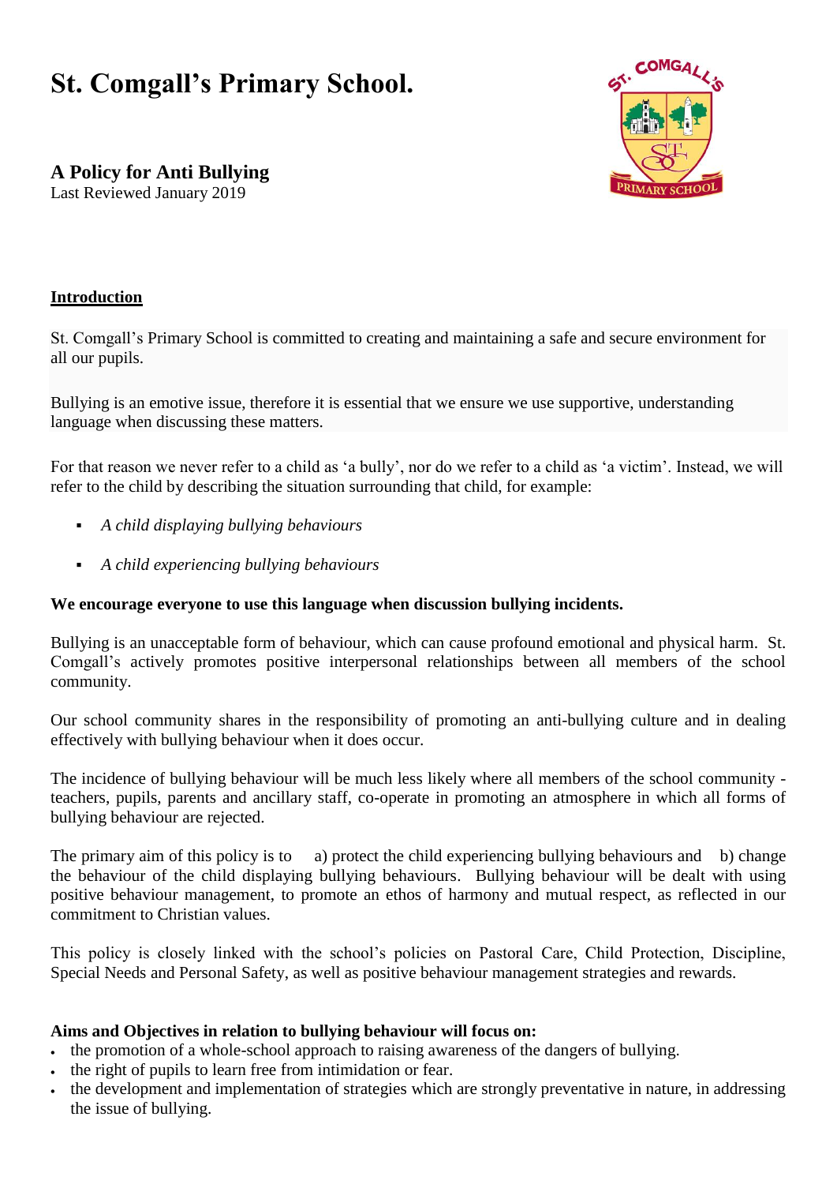# St. Comgall's Primary School.

## A Policy for Anti Bullying

Last Reviewed January 2019

### Introduction

St. Comgall's Primary School is committed to creating and maintaining a safe and secure environment for all our pupils.

Bullying is an emotive issue, therefore it is essential that we ensure we use supportive, understanding language when discussing these matters.

For that reason we never refer to a child as 'a bully', nor do we refer to a child as 'a victim'. Instead, we will refer to the child by describing the situation surrounding that child, for example:

- *A child displaying bullying behaviours*
- *A child experiencing bullying behaviours*

**We encourage everyone to use this language when discussion bullying incidents.**

Bullying is an unacceptable form of behaviour, which can cause profound emotional and physical harm. St. Comgall's actively promotes positive interpersonal relationships between all members of the school community.

Our school community shares in the responsibility of promoting an anti-bullying culture and in dealing effectively with bullying behaviour when it does occur.

The incidence of bullying behaviour will be much less likely where all members of the school community - teachers, pupils, parents and ancillary staff, co-operate in promoting an atmosphere in which all forms of bullying behaviour are rejected.

The primary aim of this policy is to a) protect the child experiencing bullying behaviours and b) change the behaviour of the child displaying bullying behaviours. Bullying behaviour will be dealt with using positive behaviour management, to promote an ethos of harmony and mutual respect, as reflected in our commitment to Christian values.

This policy is closely linked with the school's policies on Pastoral Care, Child Protection, Discipline, Special Needs and Personal Safety, as well as positive behaviour management strategies and rewards.

**Aims and Objectives in relation to bullying behaviour will focus on:**

- the promotion of a whole-school approach to raising awareness of the dangers of bullying.
- the right of pupils to learn free from intimidation or fear.
- the development and implementation of strategies which are strongly preventative in nature, in addressing the issue of bullying.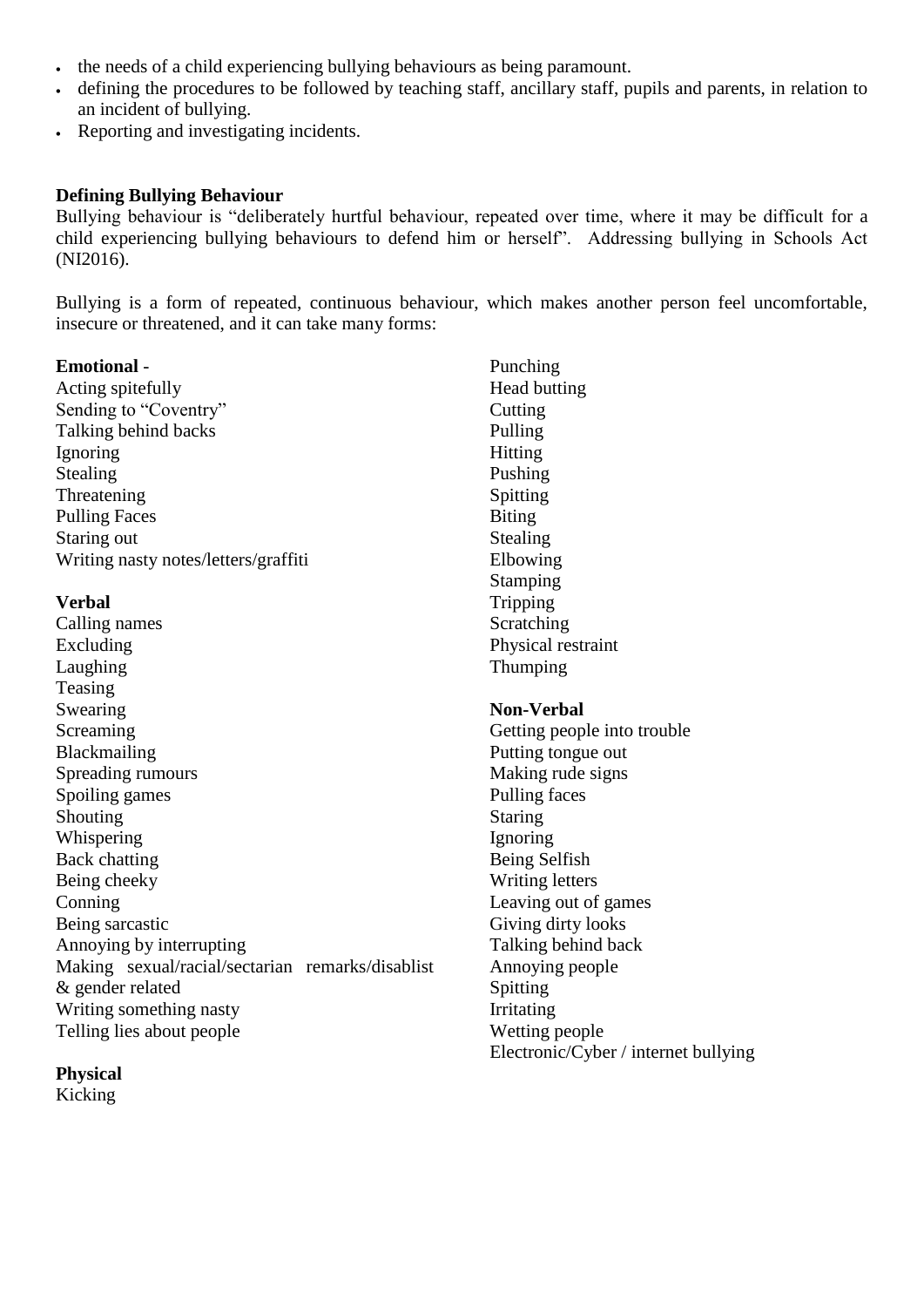- the needs of a child experiencing bullying behaviours as being paramount.
- defining the procedures to be followed by teaching staff, ancillary staff, pupils and parents, in relation to an incident of bullying.
- Reporting and investigating incidents.

**Defining Bullying Behaviour**

Bullying behaviour is "deliberately hurtful behaviour, repeated over time, where it may be difficult for a child experiencing bullying behaviours to defend him or herself". Addressing bullying in Schools Act (NI2016).

Bullying is a form of repeated, continuous behaviour, which makes another person feel uncomfortable, insecure or threatened, and it can take many forms:

**Emotional** -

Acting spitefully
Sending to "Coventry"
Talking behind backs
Ignoring
Stealing
Threatening
Pulling Faces
Staring out
Writing nasty notes/letters/graffiti

**Verbal**

Calling names
Excluding
Laughing
Teasing
Swearing
Screaming
Blackmailing
Spreading rumours
Spoiling games
Shouting
Whispering
Back chatting
Being cheeky
Conning
Being sarcastic
Annoying by interrupting
Making sexual/racial/sectarian remarks/disablist & gender related
Writing something nasty
Telling lies about people

**Physical**

Kicking
Punching
Head butting
Cutting
Pulling
Hitting
Pushing
Spitting
Biting
Stealing
Elbowing
Stamping
Tripping
Scratching
Physical restraint
Thumping

**Non-Verbal**

Getting people into trouble
Putting tongue out
Making rude signs
Pulling faces
Staring
Ignoring
Being Selfish
Writing letters
Leaving out of games
Giving dirty looks
Talking behind back
Annoying people
Spitting
Irritating
Wetting people
Electronic/Cyber / internet bullying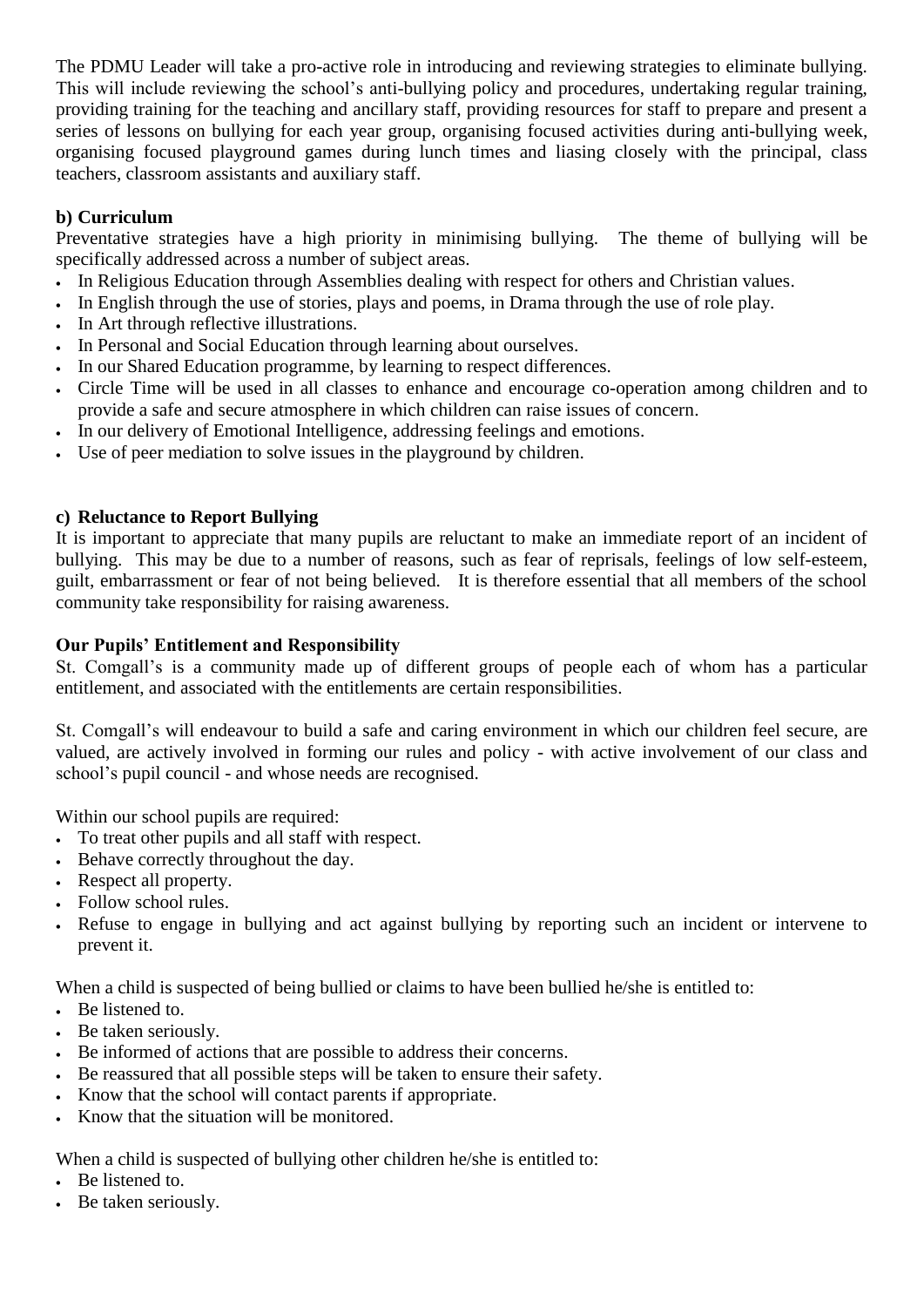The PDMU Leader will take a pro-active role in introducing and reviewing strategies to eliminate bullying. This will include reviewing the school's anti-bullying policy and procedures, undertaking regular training, providing training for the teaching and ancillary staff, providing resources for staff to prepare and present a series of lessons on bullying for each year group, organising focused activities during anti-bullying week, organising focused playground games during lunch times and liasing closely with the principal, class teachers, classroom assistants and auxiliary staff.

### b) Curriculum

Preventative strategies have a high priority in minimising bullying. The theme of bullying will be specifically addressed across a number of subject areas.

- In Religious Education through Assemblies dealing with respect for others and Christian values.
- In English through the use of stories, plays and poems, in Drama through the use of role play.
- In Art through reflective illustrations.
- In Personal and Social Education through learning about ourselves.
- In our Shared Education programme, by learning to respect differences.
- Circle Time will be used in all classes to enhance and encourage co-operation among children and to provide a safe and secure atmosphere in which children can raise issues of concern.
- In our delivery of Emotional Intelligence, addressing feelings and emotions.
- Use of peer mediation to solve issues in the playground by children.

### c) Reluctance to Report Bullying

It is important to appreciate that many pupils are reluctant to make an immediate report of an incident of bullying. This may be due to a number of reasons, such as fear of reprisals, feelings of low self-esteem, guilt, embarrassment or fear of not being believed. It is therefore essential that all members of the school community take responsibility for raising awareness.

### Our Pupils' Entitlement and Responsibility

St. Comgall's is a community made up of different groups of people each of whom has a particular entitlement, and associated with the entitlements are certain responsibilities.

St. Comgall's will endeavour to build a safe and caring environment in which our children feel secure, are valued, are actively involved in forming our rules and policy - with active involvement of our class and school's pupil council - and whose needs are recognised.

Within our school pupils are required:

- To treat other pupils and all staff with respect.
- Behave correctly throughout the day.
- Respect all property.
- Follow school rules.
- Refuse to engage in bullying and act against bullying by reporting such an incident or intervene to prevent it.

When a child is suspected of being bullied or claims to have been bullied he/she is entitled to:

- Be listened to.
- Be taken seriously.
- Be informed of actions that are possible to address their concerns.
- Be reassured that all possible steps will be taken to ensure their safety.
- Know that the school will contact parents if appropriate.
- Know that the situation will be monitored.

When a child is suspected of bullying other children he/she is entitled to:

- Be listened to.
- Be taken seriously.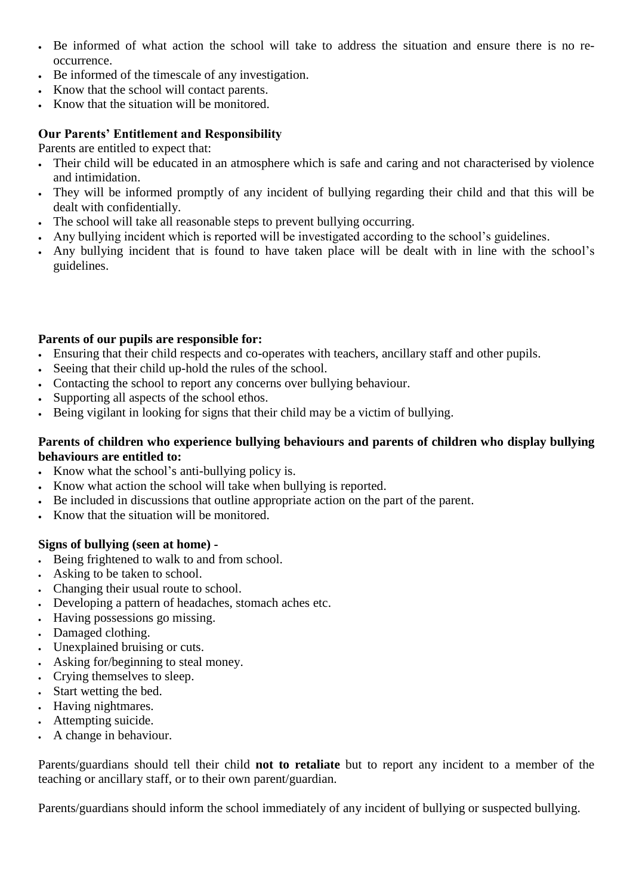- Be informed of what action the school will take to address the situation and ensure there is no re-occurrence.
- Be informed of the timescale of any investigation.
- Know that the school will contact parents.
- Know that the situation will be monitored.

**Our Parents' Entitlement and Responsibility**

Parents are entitled to expect that:

- Their child will be educated in an atmosphere which is safe and caring and not characterised by violence and intimidation.
- They will be informed promptly of any incident of bullying regarding their child and that this will be dealt with confidentially.
- The school will take all reasonable steps to prevent bullying occurring.
- Any bullying incident which is reported will be investigated according to the school's guidelines.
- Any bullying incident that is found to have taken place will be dealt with in line with the school's guidelines.

**Parents of our pupils are responsible for:**

- Ensuring that their child respects and co-operates with teachers, ancillary staff and other pupils.
- Seeing that their child up-hold the rules of the school.
- Contacting the school to report any concerns over bullying behaviour.
- Supporting all aspects of the school ethos.
- Being vigilant in looking for signs that their child may be a victim of bullying.

**Parents of children who experience bullying behaviours and parents of children who display bullying behaviours are entitled to:**

- Know what the school's anti-bullying policy is.
- Know what action the school will take when bullying is reported.
- Be included in discussions that outline appropriate action on the part of the parent.
- Know that the situation will be monitored.

**Signs of bullying (seen at home)** -

- Being frightened to walk to and from school.
- Asking to be taken to school.
- Changing their usual route to school.
- Developing a pattern of headaches, stomach aches etc.
- Having possessions go missing.
- Damaged clothing.
- Unexplained bruising or cuts.
- Asking for/beginning to steal money.
- Crying themselves to sleep.
- Start wetting the bed.
- Having nightmares.
- Attempting suicide.
- A change in behaviour.

Parents/guardians should tell their child **not to retaliate** but to report any incident to a member of the teaching or ancillary staff, or to their own parent/guardian.

Parents/guardians should inform the school immediately of any incident of bullying or suspected bullying.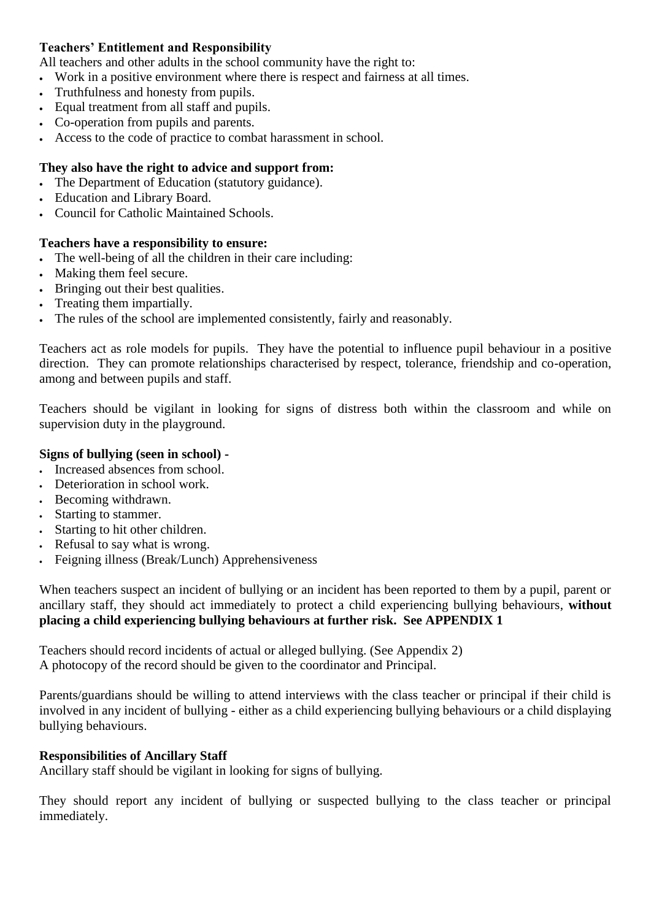**Teachers' Entitlement and Responsibility**

All teachers and other adults in the school community have the right to:

- Work in a positive environment where there is respect and fairness at all times.
- Truthfulness and honesty from pupils.
- Equal treatment from all staff and pupils.
- Co-operation from pupils and parents.
- Access to the code of practice to combat harassment in school.

**They also have the right to advice and support from:**

- The Department of Education (statutory guidance).
- Education and Library Board.
- Council for Catholic Maintained Schools.

**Teachers have a responsibility to ensure:**

- The well-being of all the children in their care including:
- Making them feel secure.
- Bringing out their best qualities.
- Treating them impartially.
- The rules of the school are implemented consistently, fairly and reasonably.

Teachers act as role models for pupils. They have the potential to influence pupil behaviour in a positive direction. They can promote relationships characterised by respect, tolerance, friendship and co-operation, among and between pupils and staff.

Teachers should be vigilant in looking for signs of distress both within the classroom and while on supervision duty in the playground.

**Signs of bullying (seen in school) -**

- Increased absences from school.
- Deterioration in school work.
- Becoming withdrawn.
- Starting to stammer.
- Starting to hit other children.
- Refusal to say what is wrong.
- Feigning illness (Break/Lunch) Apprehensiveness

When teachers suspect an incident of bullying or an incident has been reported to them by a pupil, parent or ancillary staff, they should act immediately to protect a child experiencing bullying behaviours, **without placing a child experiencing bullying behaviours at further risk. See APPENDIX 1**

Teachers should record incidents of actual or alleged bullying. (See Appendix 2)
A photocopy of the record should be given to the coordinator and Principal.

Parents/guardians should be willing to attend interviews with the class teacher or principal if their child is involved in any incident of bullying - either as a child experiencing bullying behaviours or a child displaying bullying behaviours.

**Responsibilities of Ancillary Staff**

Ancillary staff should be vigilant in looking for signs of bullying.

They should report any incident of bullying or suspected bullying to the class teacher or principal immediately.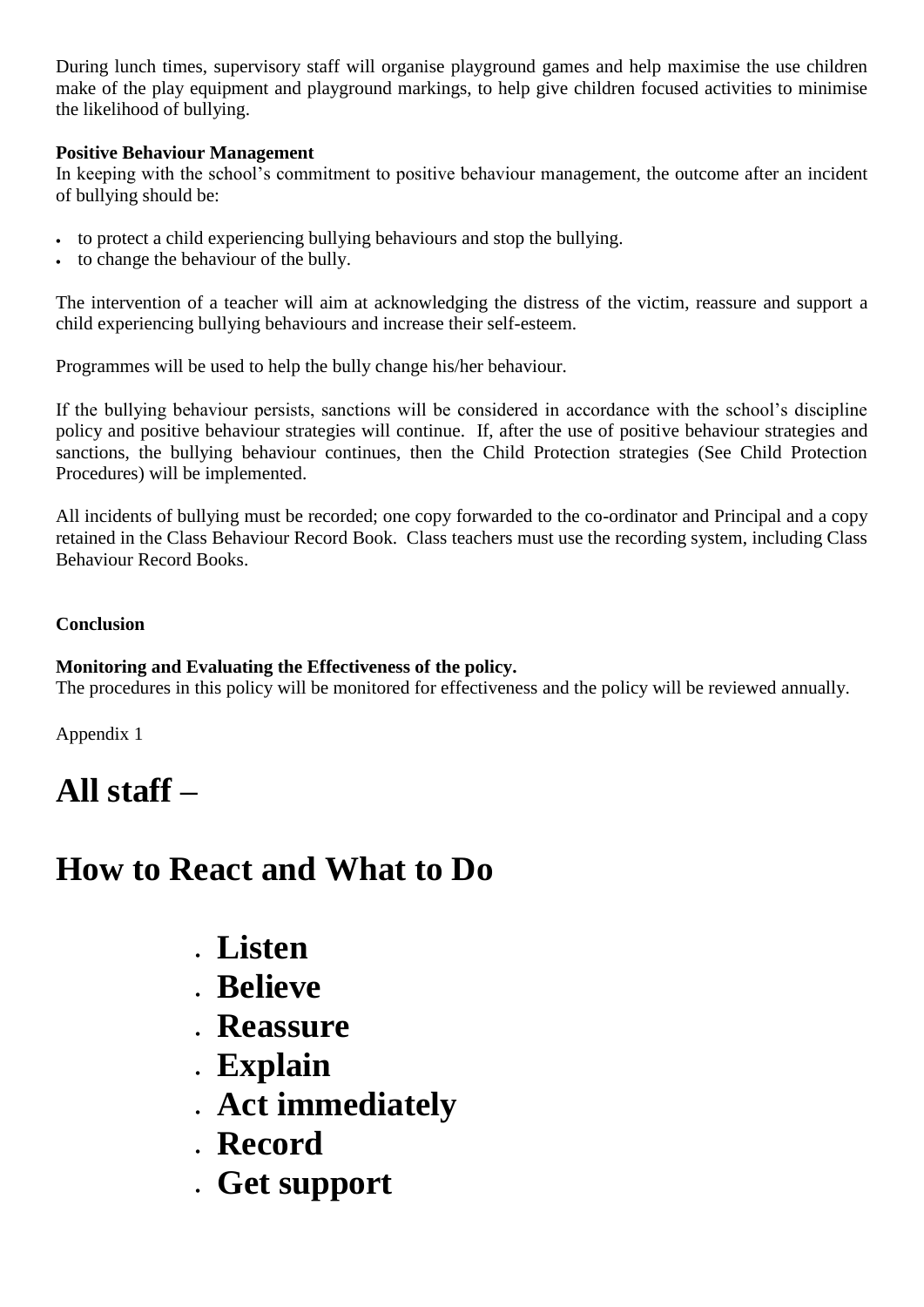During lunch times, supervisory staff will organise playground games and help maximise the use children make of the play equipment and playground markings, to help give children focused activities to minimise the likelihood of bullying.

**Positive Behaviour Management**

In keeping with the school's commitment to positive behaviour management, the outcome after an incident of bullying should be:

- to protect a child experiencing bullying behaviours and stop the bullying.
- to change the behaviour of the bully.

The intervention of a teacher will aim at acknowledging the distress of the victim, reassure and support a child experiencing bullying behaviours and increase their self-esteem.

Programmes will be used to help the bully change his/her behaviour.

If the bullying behaviour persists, sanctions will be considered in accordance with the school's discipline policy and positive behaviour strategies will continue. If, after the use of positive behaviour strategies and sanctions, the bullying behaviour continues, then the Child Protection strategies (See Child Protection Procedures) will be implemented.

All incidents of bullying must be recorded; one copy forwarded to the co-ordinator and Principal and a copy retained in the Class Behaviour Record Book. Class teachers must use the recording system, including Class Behaviour Record Books.

**Conclusion**

**Monitoring and Evaluating the Effectiveness of the policy.**

The procedures in this policy will be monitored for effectiveness and the policy will be reviewed annually.

Appendix 1

# All staff –

# How to React and What to Do

- **Listen**
- **Believe**
- **Reassure**
- **Explain**
- **Act immediately**
- **Record**
- **Get support**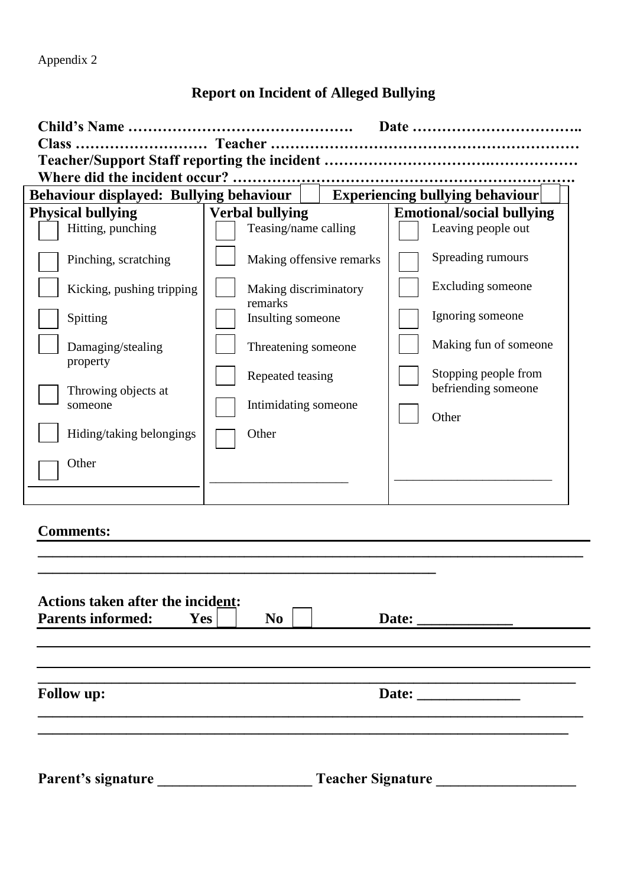Appendix 2

## Report on Incident of Alleged Bullying

**Child's Name ………………………………………. Date ……………………………..**
**Class …………………… Teacher ……………………………………………………**
**Teacher/Support Staff reporting the incident ……………………………….……………**
**Where did the incident occur? ……………………………………………………………**

| **Behaviour displayed: Bullying behaviour** ☐ | | **Experiencing bullying behaviour** ☐ |
|---|---|---|
| **Physical bullying** | **Verbal bullying** | **Emotional/social bullying** |
| ☐ Hitting, punching | ☐ Teasing/name calling | ☐ Leaving people out |
| ☐ Pinching, scratching | ☐ Making offensive remarks | ☐ Spreading rumours |
| ☐ Kicking, pushing tripping | ☐ Making discriminatory remarks | ☐ Excluding someone |
| ☐ Spitting | ☐ Insulting someone | ☐ Ignoring someone |
| ☐ Damaging/stealing property | ☐ Threatening someone | ☐ Making fun of someone |
| ☐ Throwing objects at someone | ☐ Repeated teasing | ☐ Stopping people from befriending someone |
| ☐ Hiding/taking belongings | ☐ Intimidating someone | ☐ Other |
| ☐ Other | ☐ Other | |
| ______________________ | ______________________ | ______________________ |

**Comments:** ______________________________________________________________

______________________________________________________________________

____________________________________________________

**Actions taken after the incident:**
**Parents informed: Yes ☐ No ☐ Date: ____________**

______________________________________________________________________

______________________________________________________________________

______________________________________________________________________

**Follow up: Date: _____________**

______________________________________________________________________

______________________________________________________________________

**Parent's signature ____________________ Teacher Signature __________________**